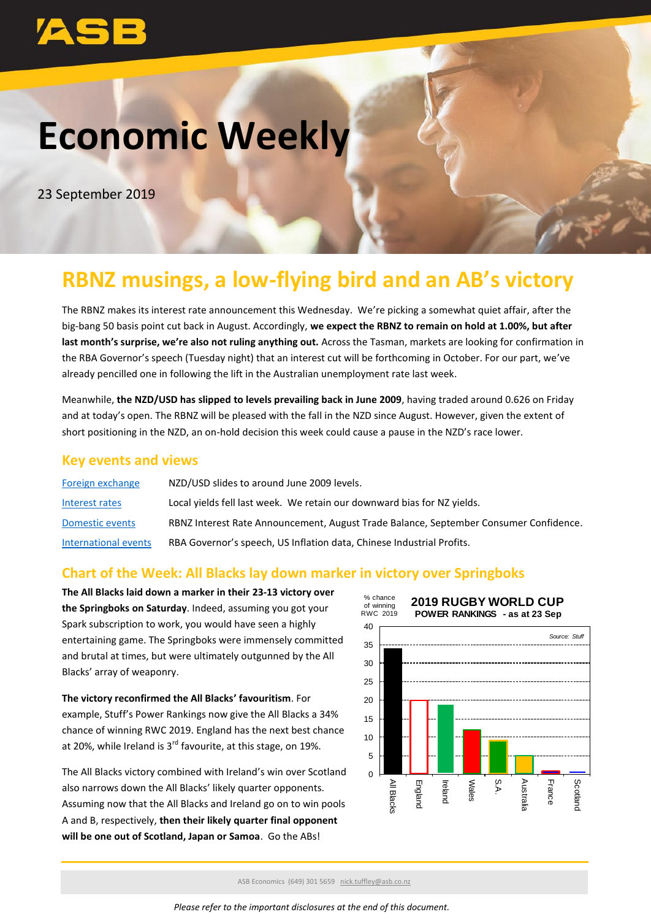# Economic Weekly

23 September 2019

## RBNZ musings, a low-flying bird and an AB's victory

The RBNZ makes its interest rate announcement this Wednesday. We're picking a somewhat quiet affair, after the big-bang 50 basis point cut back in August. Accordingly, **we expect the RBNZ to remain on hold at 1.00%, but after last month's surprise, we're also not ruling anything out.** Across the Tasman, markets are looking for confirmation in the RBA Governor's speech (Tuesday night) that an interest cut will be forthcoming in October. For our part, we've already pencilled one in following the lift in the Australian unemployment rate last week.

Meanwhile, **the NZD/USD has slipped to levels prevailing back in June 2009**, having traded around 0.626 on Friday and at today's open. The RBNZ will be pleased with the fall in the NZD since August. However, given the extent of short positioning in the NZD, an on-hold decision this week could cause a pause in the NZD's race lower.

## Key events and views

| | |
|---|---|
| Foreign exchange | NZD/USD slides to around June 2009 levels. |
| Interest rates | Local yields fell last week. We retain our downward bias for NZ yields. |
| Domestic events | RBNZ Interest Rate Announcement, August Trade Balance, September Consumer Confidence. |
| International events | RBA Governor's speech, US Inflation data, Chinese Industrial Profits. |

## Chart of the Week: All Blacks lay down marker in victory over Springboks

**The All Blacks laid down a marker in their 23-13 victory over the Springboks on Saturday**. Indeed, assuming you got your Spark subscription to work, you would have seen a highly entertaining game. The Springboks were immensely committed and brutal at times, but were ultimately outgunned by the All Blacks' array of weaponry.

**The victory reconfirmed the All Blacks' favouritism**. For example, Stuff's Power Rankings now give the All Blacks a 34% chance of winning RWC 2019. England has the next best chance at 20%, while Ireland is 3rd favourite, at this stage, on 19%.

The All Blacks victory combined with Ireland's win over Scotland also narrows down the All Blacks' likely quarter opponents. Assuming now that the All Blacks and Ireland go on to win pools A and B, respectively, **then their likely quarter final opponent will be one out of Scotland, Japan or Samoa**. Go the ABs!

**2019 RUGBY WORLD CUP POWER RANKINGS - as at 23 Sep**

% chance of winning RWC 2019

| Team | % chance |
|---|---|
| All Blacks | 34 |
| England | 20 |
| Ireland | 19 |
| Wales | 12 |
| S.A. | 9 |
| Australia | 5 |
| France | 1 |
| Scotland | 0 |

Source: Stuff

ASB Economics (649) 301 5659 nick.tuffley@asb.co.nz

*Please refer to the important disclosures at the end of this document.*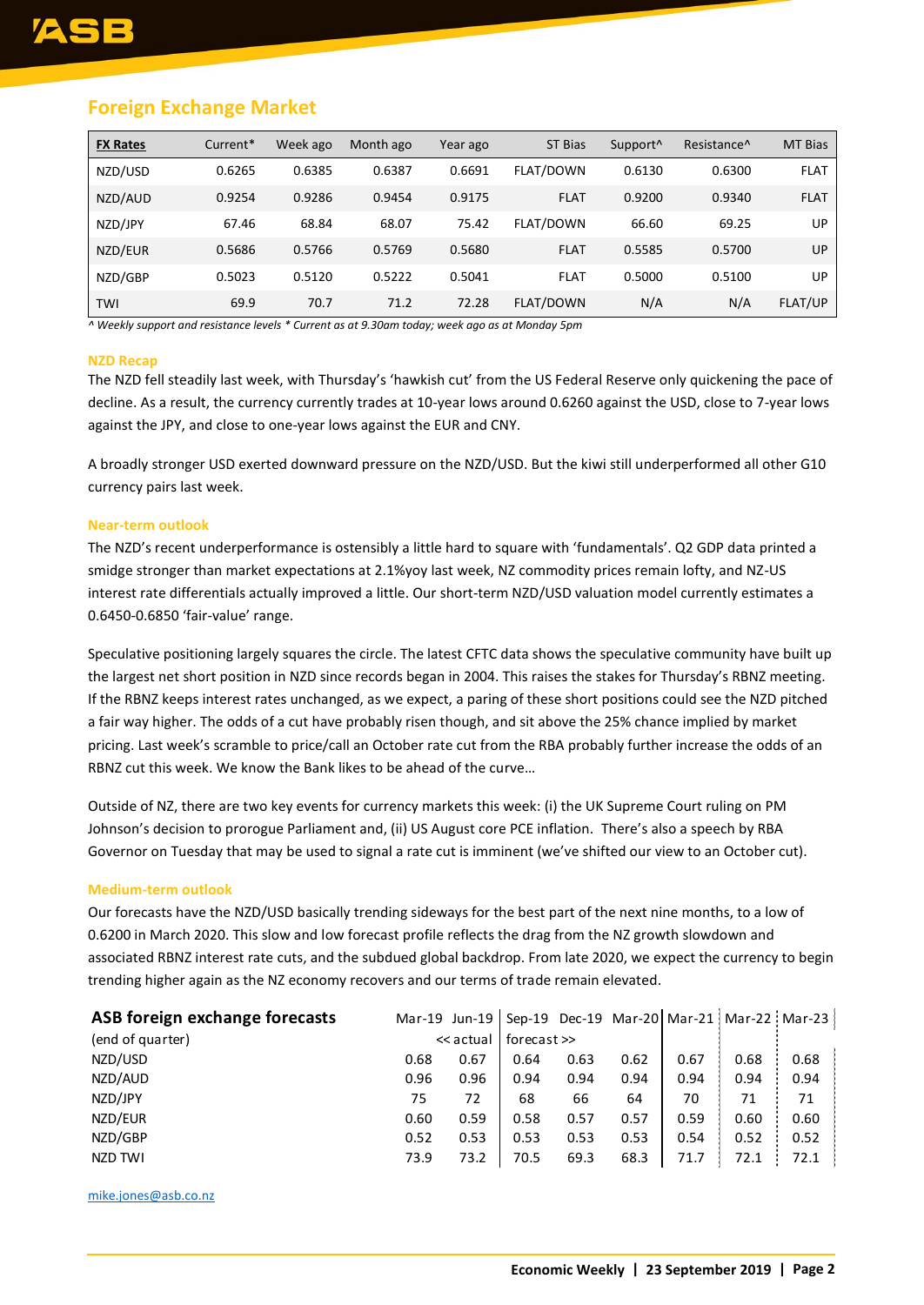## Foreign Exchange Market

| FX Rates | Current* | Week ago | Month ago | Year ago | ST Bias | Support^ | Resistance^ | MT Bias |
|---|---|---|---|---|---|---|---|---|
| NZD/USD | 0.6265 | 0.6385 | 0.6387 | 0.6691 | FLAT/DOWN | 0.6130 | 0.6300 | FLAT |
| NZD/AUD | 0.9254 | 0.9286 | 0.9454 | 0.9175 | FLAT | 0.9200 | 0.9340 | FLAT |
| NZD/JPY | 67.46 | 68.84 | 68.07 | 75.42 | FLAT/DOWN | 66.60 | 69.25 | UP |
| NZD/EUR | 0.5686 | 0.5766 | 0.5769 | 0.5680 | FLAT | 0.5585 | 0.5700 | UP |
| NZD/GBP | 0.5023 | 0.5120 | 0.5222 | 0.5041 | FLAT | 0.5000 | 0.5100 | UP |
| TWI | 69.9 | 70.7 | 71.2 | 72.28 | FLAT/DOWN | N/A | N/A | FLAT/UP |

*^ Weekly support and resistance levels * Current as at 9.30am today; week ago as at Monday 5pm*

### NZD Recap

The NZD fell steadily last week, with Thursday's 'hawkish cut' from the US Federal Reserve only quickening the pace of decline. As a result, the currency currently trades at 10-year lows around 0.6260 against the USD, close to 7-year lows against the JPY, and close to one-year lows against the EUR and CNY.

A broadly stronger USD exerted downward pressure on the NZD/USD. But the kiwi still underperformed all other G10 currency pairs last week.

### Near-term outlook

The NZD's recent underperformance is ostensibly a little hard to square with 'fundamentals'. Q2 GDP data printed a smidge stronger than market expectations at 2.1%yoy last week, NZ commodity prices remain lofty, and NZ-US interest rate differentials actually improved a little. Our short-term NZD/USD valuation model currently estimates a 0.6450-0.6850 'fair-value' range.

Speculative positioning largely squares the circle. The latest CFTC data shows the speculative community have built up the largest net short position in NZD since records began in 2004. This raises the stakes for Thursday's RBNZ meeting. If the RBNZ keeps interest rates unchanged, as we expect, a paring of these short positions could see the NZD pitched a fair way higher. The odds of a cut have probably risen though, and sit above the 25% chance implied by market pricing. Last week's scramble to price/call an October rate cut from the RBA probably further increase the odds of an RBNZ cut this week. We know the Bank likes to be ahead of the curve…

Outside of NZ, there are two key events for currency markets this week: (i) the UK Supreme Court ruling on PM Johnson's decision to prorogue Parliament and, (ii) US August core PCE inflation. There's also a speech by RBA Governor on Tuesday that may be used to signal a rate cut is imminent (we've shifted our view to an October cut).

### Medium-term outlook

Our forecasts have the NZD/USD basically trending sideways for the best part of the next nine months, to a low of 0.6200 in March 2020. This slow and low forecast profile reflects the drag from the NZ growth slowdown and associated RBNZ interest rate cuts, and the subdued global backdrop. From late 2020, we expect the currency to begin trending higher again as the NZ economy recovers and our terms of trade remain elevated.

| ASB foreign exchange forecasts | Mar-19 | Jun-19 | Sep-19 | Dec-19 | Mar-20 | Mar-21 | Mar-22 | Mar-23 |
|---|---|---|---|---|---|---|---|---|
| (end of quarter) | | << actual | forecast >> | | | | | |
| NZD/USD | 0.68 | 0.67 | 0.64 | 0.63 | 0.62 | 0.67 | 0.68 | 0.68 |
| NZD/AUD | 0.96 | 0.96 | 0.94 | 0.94 | 0.94 | 0.94 | 0.94 | 0.94 |
| NZD/JPY | 75 | 72 | 68 | 66 | 64 | 70 | 71 | 71 |
| NZD/EUR | 0.60 | 0.59 | 0.58 | 0.57 | 0.57 | 0.59 | 0.60 | 0.60 |
| NZD/GBP | 0.52 | 0.53 | 0.53 | 0.53 | 0.53 | 0.54 | 0.52 | 0.52 |
| NZD TWI | 73.9 | 73.2 | 70.5 | 69.3 | 68.3 | 71.7 | 72.1 | 72.1 |

mike.jones@asb.co.nz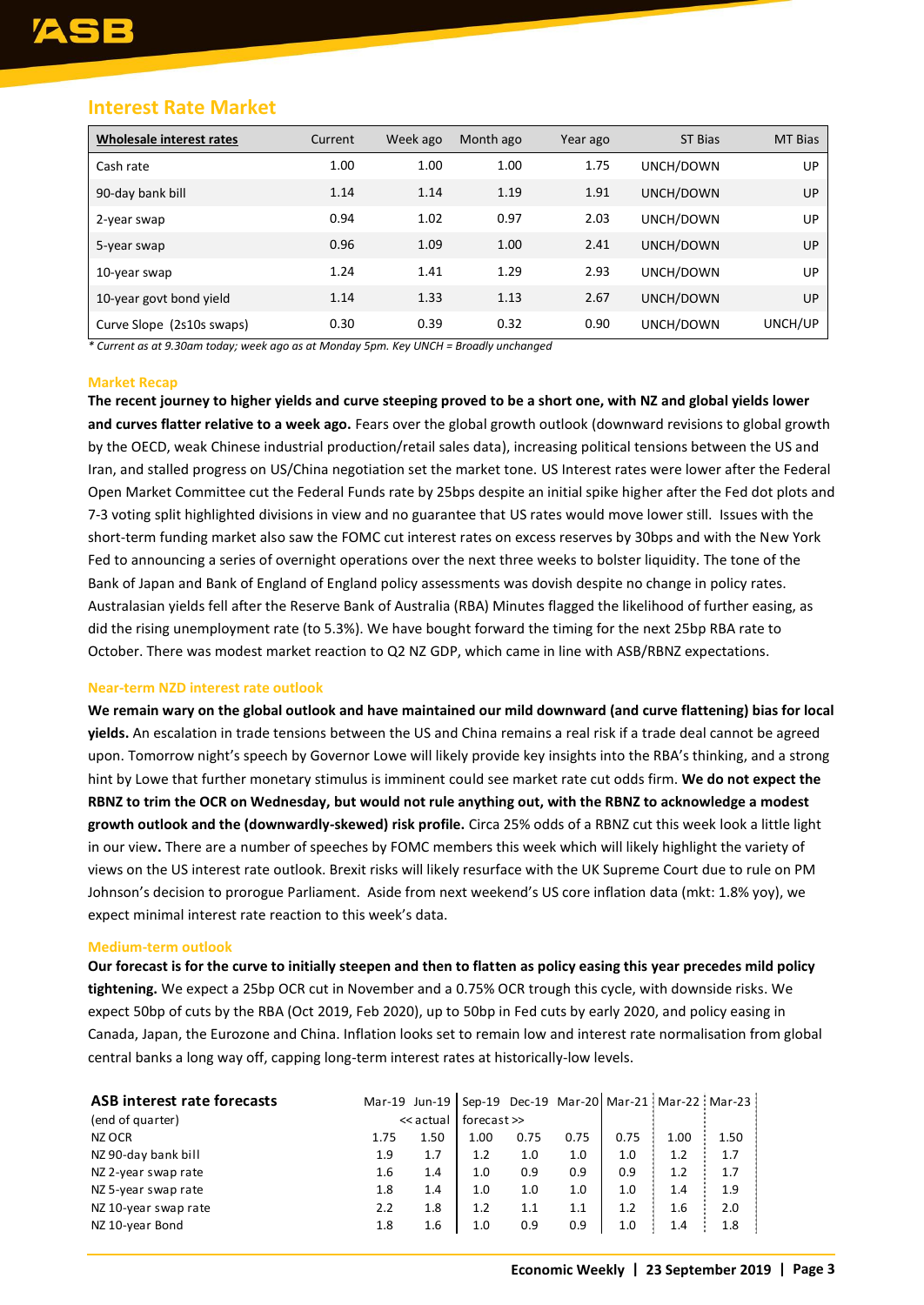## Interest Rate Market

| Wholesale interest rates | Current | Week ago | Month ago | Year ago | ST Bias | MT Bias |
|---|---|---|---|---|---|---|
| Cash rate | 1.00 | 1.00 | 1.00 | 1.75 | UNCH/DOWN | UP |
| 90-day bank bill | 1.14 | 1.14 | 1.19 | 1.91 | UNCH/DOWN | UP |
| 2-year swap | 0.94 | 1.02 | 0.97 | 2.03 | UNCH/DOWN | UP |
| 5-year swap | 0.96 | 1.09 | 1.00 | 2.41 | UNCH/DOWN | UP |
| 10-year swap | 1.24 | 1.41 | 1.29 | 2.93 | UNCH/DOWN | UP |
| 10-year govt bond yield | 1.14 | 1.33 | 1.13 | 2.67 | UNCH/DOWN | UP |
| Curve Slope (2s10s swaps) | 0.30 | 0.39 | 0.32 | 0.90 | UNCH/DOWN | UNCH/UP |

*\* Current as at 9.30am today; week ago as at Monday 5pm. Key UNCH = Broadly unchanged*

### Market Recap

**The recent journey to higher yields and curve steeping proved to be a short one, with NZ and global yields lower and curves flatter relative to a week ago.** Fears over the global growth outlook (downward revisions to global growth by the OECD, weak Chinese industrial production/retail sales data), increasing political tensions between the US and Iran, and stalled progress on US/China negotiation set the market tone. US Interest rates were lower after the Federal Open Market Committee cut the Federal Funds rate by 25bps despite an initial spike higher after the Fed dot plots and 7-3 voting split highlighted divisions in view and no guarantee that US rates would move lower still. Issues with the short-term funding market also saw the FOMC cut interest rates on excess reserves by 30bps and with the New York Fed to announcing a series of overnight operations over the next three weeks to bolster liquidity. The tone of the Bank of Japan and Bank of England of England policy assessments was dovish despite no change in policy rates. Australasian yields fell after the Reserve Bank of Australia (RBA) Minutes flagged the likelihood of further easing, as did the rising unemployment rate (to 5.3%). We have bought forward the timing for the next 25bp RBA rate to October. There was modest market reaction to Q2 NZ GDP, which came in line with ASB/RBNZ expectations.

### Near-term NZD interest rate outlook

**We remain wary on the global outlook and have maintained our mild downward (and curve flattening) bias for local yields.** An escalation in trade tensions between the US and China remains a real risk if a trade deal cannot be agreed upon. Tomorrow night's speech by Governor Lowe will likely provide key insights into the RBA's thinking, and a strong hint by Lowe that further monetary stimulus is imminent could see market rate cut odds firm. **We do not expect the RBNZ to trim the OCR on Wednesday, but would not rule anything out, with the RBNZ to acknowledge a modest growth outlook and the (downwardly-skewed) risk profile.** Circa 25% odds of a RBNZ cut this week look a little light in our view**.** There are a number of speeches by FOMC members this week which will likely highlight the variety of views on the US interest rate outlook. Brexit risks will likely resurface with the UK Supreme Court due to rule on PM Johnson's decision to prorogue Parliament. Aside from next weekend's US core inflation data (mkt: 1.8% yoy), we expect minimal interest rate reaction to this week's data.

### Medium-term outlook

**Our forecast is for the curve to initially steepen and then to flatten as policy easing this year precedes mild policy tightening.** We expect a 25bp OCR cut in November and a 0.75% OCR trough this cycle, with downside risks. We expect 50bp of cuts by the RBA (Oct 2019, Feb 2020), up to 50bp in Fed cuts by early 2020, and policy easing in Canada, Japan, the Eurozone and China. Inflation looks set to remain low and interest rate normalisation from global central banks a long way off, capping long-term interest rates at historically-low levels.

| ASB interest rate forecasts | Mar-19 | Jun-19 | Sep-19 | Dec-19 | Mar-20 | Mar-21 | Mar-22 | Mar-23 |
|---|---|---|---|---|---|---|---|---|
| (end of quarter) | << actual | | forecast >> | | | | | |
| NZ OCR | 1.75 | 1.50 | 1.00 | 0.75 | 0.75 | 0.75 | 1.00 | 1.50 |
| NZ 90-day bank bill | 1.9 | 1.7 | 1.2 | 1.0 | 1.0 | 1.0 | 1.2 | 1.7 |
| NZ 2-year swap rate | 1.6 | 1.4 | 1.0 | 0.9 | 0.9 | 0.9 | 1.2 | 1.7 |
| NZ 5-year swap rate | 1.8 | 1.4 | 1.0 | 1.0 | 1.0 | 1.0 | 1.4 | 1.9 |
| NZ 10-year swap rate | 2.2 | 1.8 | 1.2 | 1.1 | 1.1 | 1.2 | 1.6 | 2.0 |
| NZ 10-year Bond | 1.8 | 1.6 | 1.0 | 0.9 | 0.9 | 1.0 | 1.4 | 1.8 |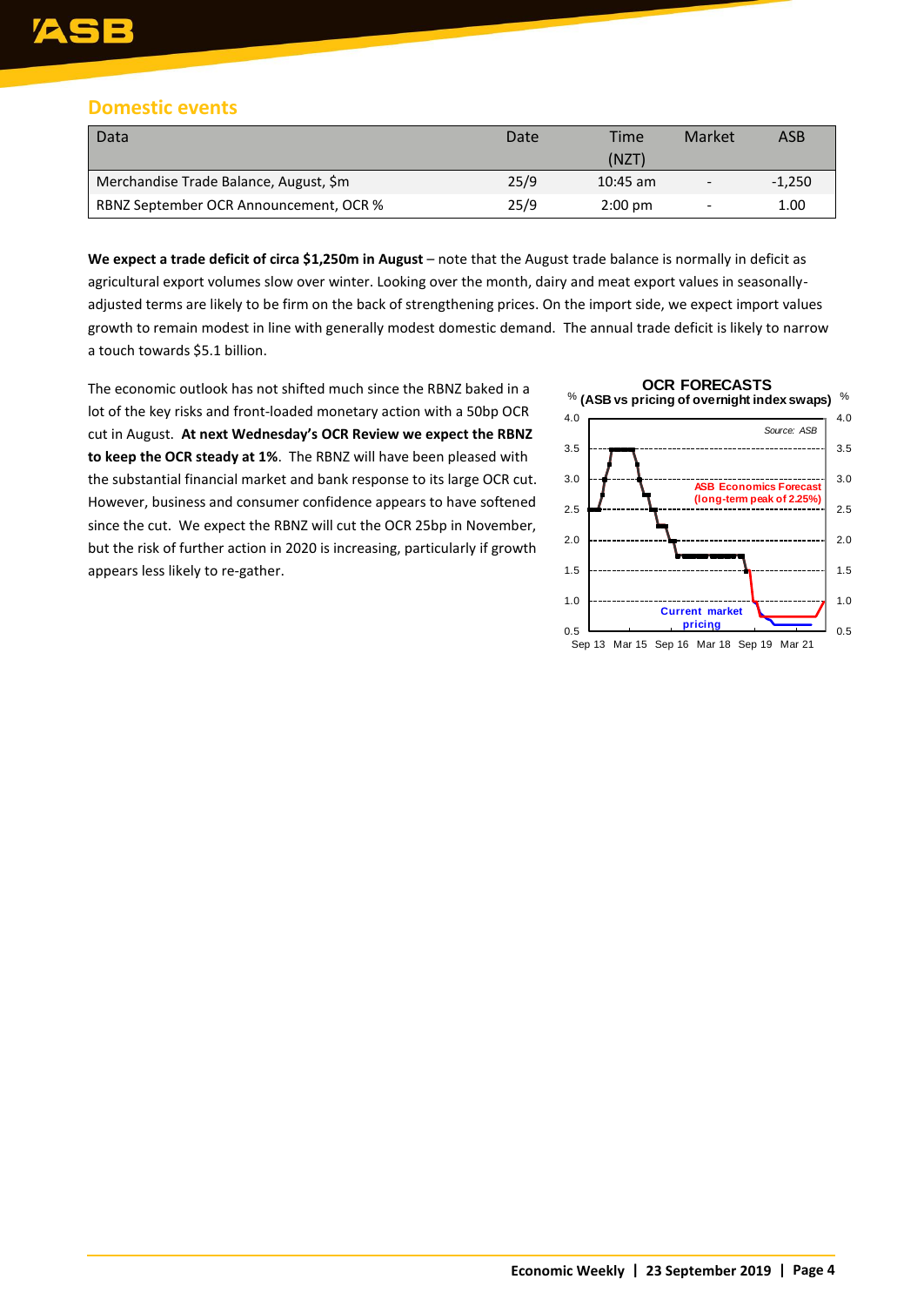## Domestic events

| Data | Date | Time (NZT) | Market | ASB |
|---|---|---|---|---|
| Merchandise Trade Balance, August, $m | 25/9 | 10:45 am | - | -1,250 |
| RBNZ September OCR Announcement, OCR % | 25/9 | 2:00 pm | - | 1.00 |

**We expect a trade deficit of circa $1,250m in August** – note that the August trade balance is normally in deficit as agricultural export volumes slow over winter. Looking over the month, dairy and meat export values in seasonally-adjusted terms are likely to be firm on the back of strengthening prices. On the import side, we expect import values growth to remain modest in line with generally modest domestic demand. The annual trade deficit is likely to narrow a touch towards $5.1 billion.

The economic outlook has not shifted much since the RBNZ baked in a lot of the key risks and front-loaded monetary action with a 50bp OCR cut in August. **At next Wednesday's OCR Review we expect the RBNZ to keep the OCR steady at 1%**. The RBNZ will have been pleased with the substantial financial market and bank response to its large OCR cut. However, business and consumer confidence appears to have softened since the cut. We expect the RBNZ will cut the OCR 25bp in November, but the risk of further action in 2020 is increasing, particularly if growth appears less likely to re-gather.

**OCR FORECASTS**
**(ASB vs pricing of overnight index swaps)**

Source: ASB

ASB Economics Forecast (long-term peak of 2.25%)

Current market pricing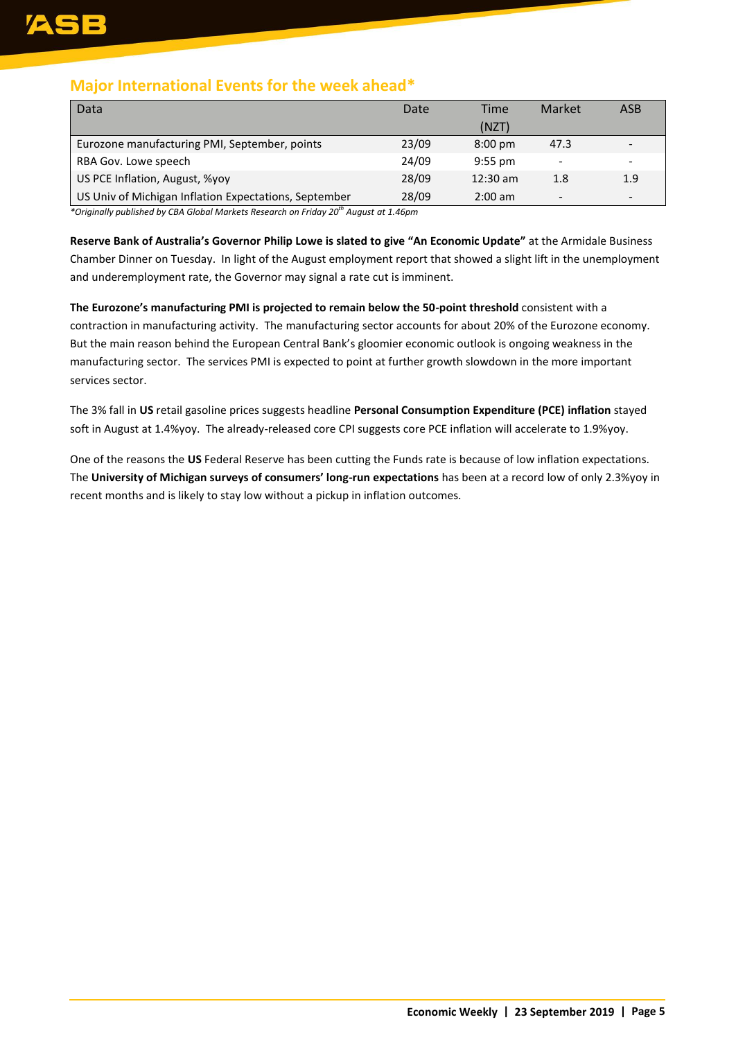## Major International Events for the week ahead*

| Data | Date | Time (NZT) | Market | ASB |
|---|---|---|---|---|
| Eurozone manufacturing PMI, September, points | 23/09 | 8:00 pm | 47.3 | - |
| RBA Gov. Lowe speech | 24/09 | 9:55 pm | - | - |
| US PCE Inflation, August, %yoy | 28/09 | 12:30 am | 1.8 | 1.9 |
| US Univ of Michigan Inflation Expectations, September | 28/09 | 2:00 am | - | - |

*Originally published by CBA Global Markets Research on Friday 20th August at 1.46pm*

**Reserve Bank of Australia's Governor Philip Lowe is slated to give "An Economic Update"** at the Armidale Business Chamber Dinner on Tuesday. In light of the August employment report that showed a slight lift in the unemployment and underemployment rate, the Governor may signal a rate cut is imminent.

**The Eurozone's manufacturing PMI is projected to remain below the 50-point threshold** consistent with a contraction in manufacturing activity. The manufacturing sector accounts for about 20% of the Eurozone economy. But the main reason behind the European Central Bank's gloomier economic outlook is ongoing weakness in the manufacturing sector. The services PMI is expected to point at further growth slowdown in the more important services sector.

The 3% fall in **US** retail gasoline prices suggests headline **Personal Consumption Expenditure (PCE) inflation** stayed soft in August at 1.4%yoy. The already-released core CPI suggests core PCE inflation will accelerate to 1.9%yoy.

One of the reasons the **US** Federal Reserve has been cutting the Funds rate is because of low inflation expectations. The **University of Michigan surveys of consumers' long-run expectations** has been at a record low of only 2.3%yoy in recent months and is likely to stay low without a pickup in inflation outcomes.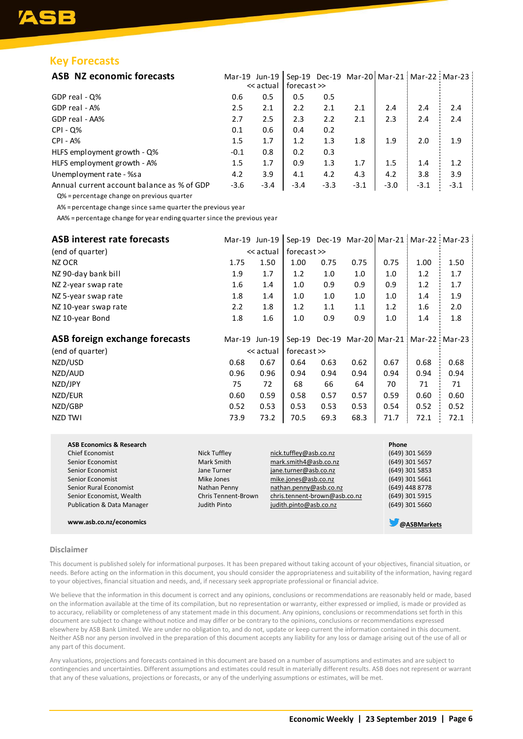## Key Forecasts

| ASB NZ economic forecasts | Mar-19 | Jun-19 | Sep-19 | Dec-19 | Mar-20 | Mar-21 | Mar-22 | Mar-23 |
|---|---|---|---|---|---|---|---|---|
| | << actual | | forecast >> | | | | | |
| GDP real - Q% | 0.6 | 0.5 | 0.5 | 0.5 | | | | |
| GDP real - A% | 2.5 | 2.1 | 2.2 | 2.1 | 2.1 | 2.4 | 2.4 | 2.4 |
| GDP real - AA% | 2.7 | 2.5 | 2.3 | 2.2 | 2.1 | 2.3 | 2.4 | 2.4 |
| CPI - Q% | 0.1 | 0.6 | 0.4 | 0.2 | | | | |
| CPI - A% | 1.5 | 1.7 | 1.2 | 1.3 | 1.8 | 1.9 | 2.0 | 1.9 |
| HLFS employment growth - Q% | -0.1 | 0.8 | 0.2 | 0.3 | | | | |
| HLFS employment growth - A% | 1.5 | 1.7 | 0.9 | 1.3 | 1.7 | 1.5 | 1.4 | 1.2 |
| Unemployment rate - %sa | 4.2 | 3.9 | 4.1 | 4.2 | 4.3 | 4.2 | 3.8 | 3.9 |
| Annual current account balance as % of GDP | -3.6 | -3.4 | -3.4 | -3.3 | -3.1 | -3.0 | -3.1 | -3.1 |

Q% = percentage change on previous quarter

A% = percentage change since same quarter the previous year

AA% = percentage change for year ending quarter since the previous year

| ASB interest rate forecasts | Mar-19 | Jun-19 | Sep-19 | Dec-19 | Mar-20 | Mar-21 | Mar-22 | Mar-23 |
|---|---|---|---|---|---|---|---|---|
| (end of quarter) | << actual | | forecast >> | | | | | |
| NZ OCR | 1.75 | 1.50 | 1.00 | 0.75 | 0.75 | 0.75 | 1.00 | 1.50 |
| NZ 90-day bank bill | 1.9 | 1.7 | 1.2 | 1.0 | 1.0 | 1.0 | 1.2 | 1.7 |
| NZ 2-year swap rate | 1.6 | 1.4 | 1.0 | 0.9 | 0.9 | 0.9 | 1.2 | 1.7 |
| NZ 5-year swap rate | 1.8 | 1.4 | 1.0 | 1.0 | 1.0 | 1.0 | 1.4 | 1.9 |
| NZ 10-year swap rate | 2.2 | 1.8 | 1.2 | 1.1 | 1.1 | 1.2 | 1.6 | 2.0 |
| NZ 10-year Bond | 1.8 | 1.6 | 1.0 | 0.9 | 0.9 | 1.0 | 1.4 | 1.8 |

| ASB foreign exchange forecasts | Mar-19 | Jun-19 | Sep-19 | Dec-19 | Mar-20 | Mar-21 | Mar-22 | Mar-23 |
|---|---|---|---|---|---|---|---|---|
| (end of quarter) | << actual | | forecast >> | | | | | |
| NZD/USD | 0.68 | 0.67 | 0.64 | 0.63 | 0.62 | 0.67 | 0.68 | 0.68 |
| NZD/AUD | 0.96 | 0.96 | 0.94 | 0.94 | 0.94 | 0.94 | 0.94 | 0.94 |
| NZD/JPY | 75 | 72 | 68 | 66 | 64 | 70 | 71 | 71 |
| NZD/EUR | 0.60 | 0.59 | 0.58 | 0.57 | 0.57 | 0.59 | 0.60 | 0.60 |
| NZD/GBP | 0.52 | 0.53 | 0.53 | 0.53 | 0.53 | 0.54 | 0.52 | 0.52 |
| NZD TWI | 73.9 | 73.2 | 70.5 | 69.3 | 68.3 | 71.7 | 72.1 | 72.1 |

| ASB Economics & Research | | | Phone |
|---|---|---|---|
| Chief Economist | Nick Tuffley | nick.tuffley@asb.co.nz | (649) 301 5659 |
| Senior Economist | Mark Smith | mark.smith4@asb.co.nz | (649) 301 5657 |
| Senior Economist | Jane Turner | jane.turner@asb.co.nz | (649) 301 5853 |
| Senior Economist | Mike Jones | mike.jones@asb.co.nz | (649) 301 5661 |
| Senior Rural Economist | Nathan Penny | nathan.penny@asb.co.nz | (649) 448 8778 |
| Senior Economist, Wealth | Chris Tennent-Brown | chris.tennent-brown@asb.co.nz | (649) 301 5915 |
| Publication & Data Manager | Judith Pinto | judith.pinto@asb.co.nz | (649) 301 5660 |

**www.asb.co.nz/economics**

**@ASBMarkets**

### Disclaimer

This document is published solely for informational purposes. It has been prepared without taking account of your objectives, financial situation, or needs. Before acting on the information in this document, you should consider the appropriateness and suitability of the information, having regard to your objectives, financial situation and needs, and, if necessary seek appropriate professional or financial advice.

We believe that the information in this document is correct and any opinions, conclusions or recommendations are reasonably held or made, based on the information available at the time of its compilation, but no representation or warranty, either expressed or implied, is made or provided as to accuracy, reliability or completeness of any statement made in this document. Any opinions, conclusions or recommendations set forth in this document are subject to change without notice and may differ or be contrary to the opinions, conclusions or recommendations expressed elsewhere by ASB Bank Limited. We are under no obligation to, and do not, update or keep current the information contained in this document. Neither ASB nor any person involved in the preparation of this document accepts any liability for any loss or damage arising out of the use of all or any part of this document.

Any valuations, projections and forecasts contained in this document are based on a number of assumptions and estimates and are subject to contingencies and uncertainties. Different assumptions and estimates could result in materially different results. ASB does not represent or warrant that any of these valuations, projections or forecasts, or any of the underlying assumptions or estimates, will be met.